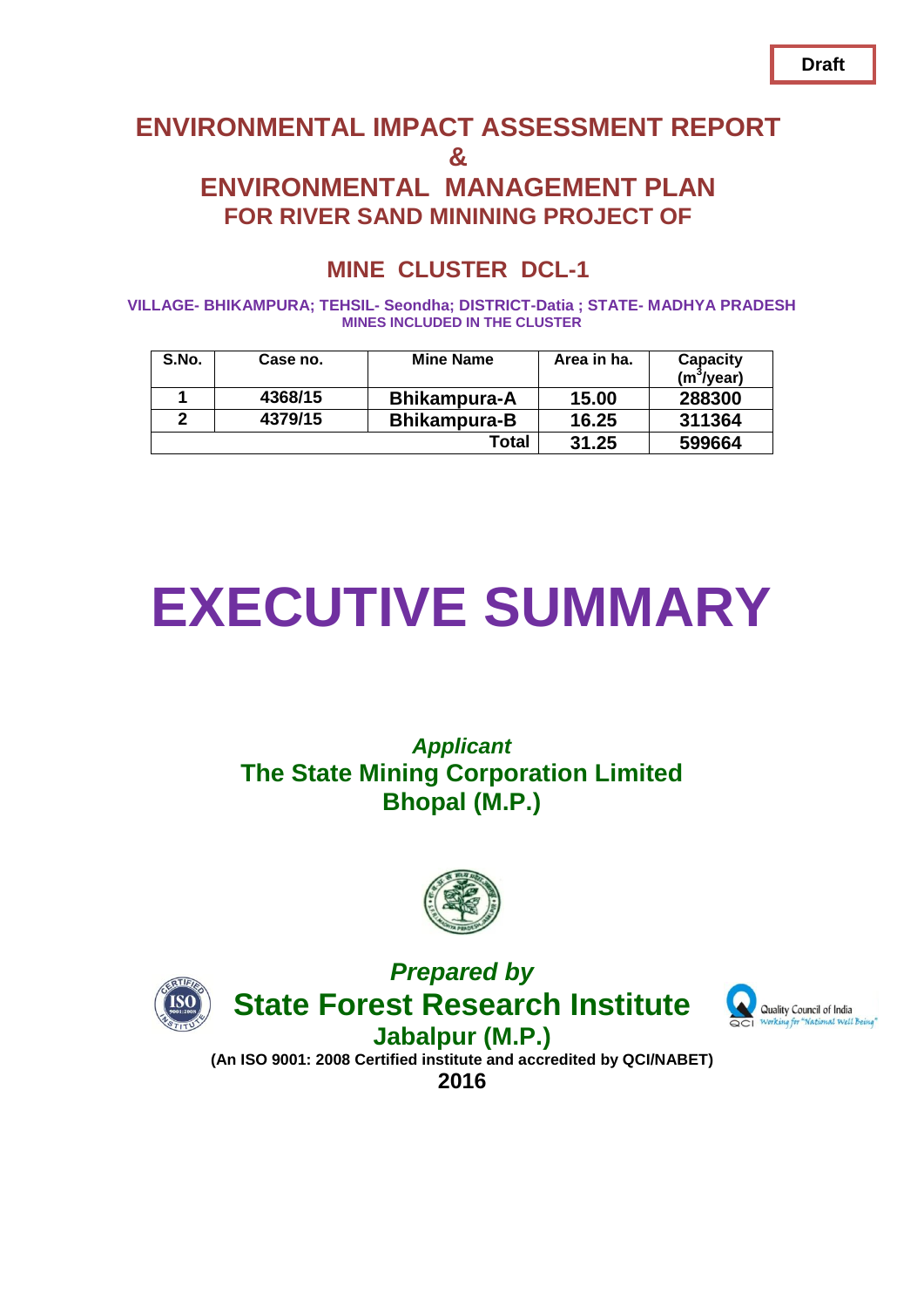Draft

# ENVIRONMENTAL IMPACT ASSESSMENT REPORT
# &
# ENVIRONMENTAL MANAGEMENT PLAN
## FOR RIVER SAND MININING PROJECT OF

## MINE CLUSTER DCL-1

**VILLAGE- BHIKAMPURA; TEHSIL- Seondha; DISTRICT-Datia ; STATE- MADHYA PRADESH**
**MINES INCLUDED IN THE CLUSTER**

| S.No. | Case no. | Mine Name | Area in ha. | Capacity ($m^3$/year) |
|---|---|---|---|---|
| 1 | 4368/15 | Bhikampura-A | 15.00 | 288300 |
| 2 | 4379/15 | Bhikampura-B | 16.25 | 311364 |
| | | Total | 31.25 | 599664 |

# EXECUTIVE SUMMARY

***Applicant***
**The State Mining Corporation Limited**
**Bhopal (M.P.)**

***Prepared by***
**State Forest Research Institute**
**Jabalpur (M.P.)**
**(An ISO 9001: 2008 Certified institute and accredited by QCI/NABET)**
**2016**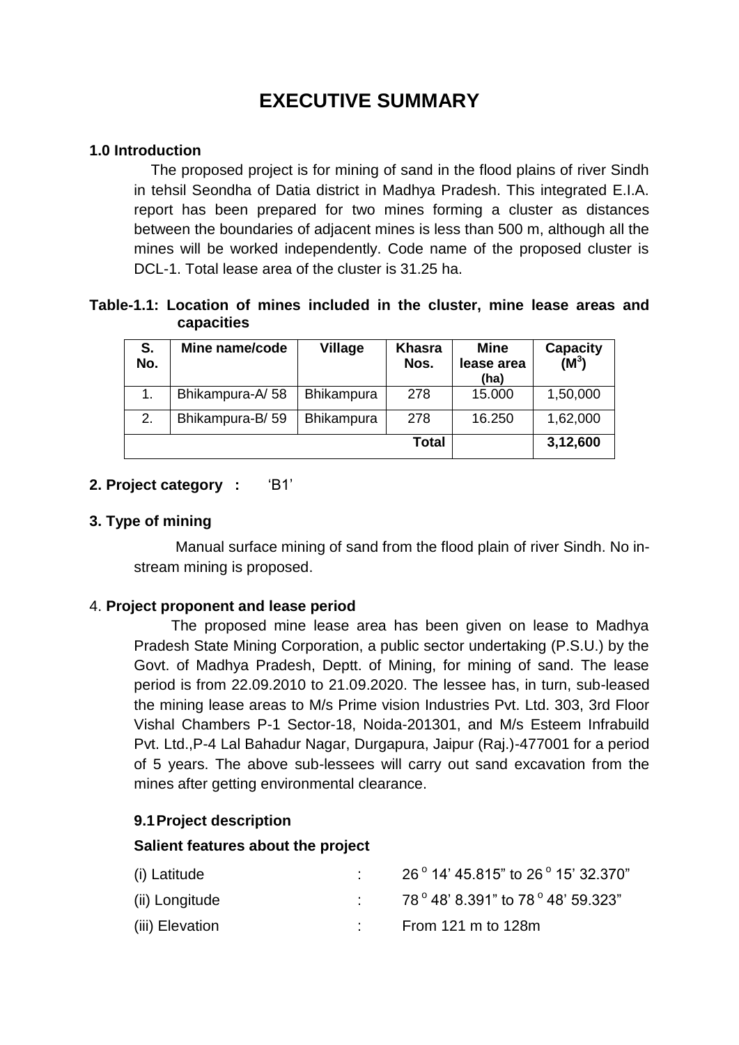# EXECUTIVE SUMMARY

## 1.0 Introduction

The proposed project is for mining of sand in the flood plains of river Sindh in tehsil Seondha of Datia district in Madhya Pradesh. This integrated E.I.A. report has been prepared for two mines forming a cluster as distances between the boundaries of adjacent mines is less than 500 m, although all the mines will be worked independently. Code name of the proposed cluster is DCL-1. Total lease area of the cluster is 31.25 ha.

**Table-1.1: Location of mines included in the cluster, mine lease areas and capacities**

| S. No. | Mine name/code | Village | Khasra Nos. | Mine lease area (ha) | Capacity ($M^3$) |
|---|---|---|---|---|---|
| 1. | Bhikampura-A/ 58 | Bhikampura | 278 | 15.000 | 1,50,000 |
| 2. | Bhikampura-B/ 59 | Bhikampura | 278 | 16.250 | 1,62,000 |
| | | | **Total** | | **3,12,600** |

**2. Project category :** 'B1'

**3. Type of mining**

Manual surface mining of sand from the flood plain of river Sindh. No in-stream mining is proposed.

4. **Project proponent and lease period**

The proposed mine lease area has been given on lease to Madhya Pradesh State Mining Corporation, a public sector undertaking (P.S.U.) by the Govt. of Madhya Pradesh, Deptt. of Mining, for mining of sand. The lease period is from 22.09.2010 to 21.09.2020. The lessee has, in turn, sub-leased the mining lease areas to M/s Prime vision Industries Pvt. Ltd. 303, 3rd Floor Vishal Chambers P-1 Sector-18, Noida-201301, and M/s Esteem Infrabuild Pvt. Ltd.,P-4 Lal Bahadur Nagar, Durgapura, Jaipur (Raj.)-477001 for a period of 5 years. The above sub-lessees will carry out sand excavation from the mines after getting environmental clearance.

### 9.1 Project description

**Salient features about the project**

| | | |
|---|---|---|
| (i) Latitude | : | $26^{o}$ 14' 45.815" to $26^{o}$ 15' 32.370" |
| (ii) Longitude | : | $78^{o}$ 48' 8.391" to $78^{o}$ 48' 59.323" |
| (iii) Elevation | : | From 121 m to 128m |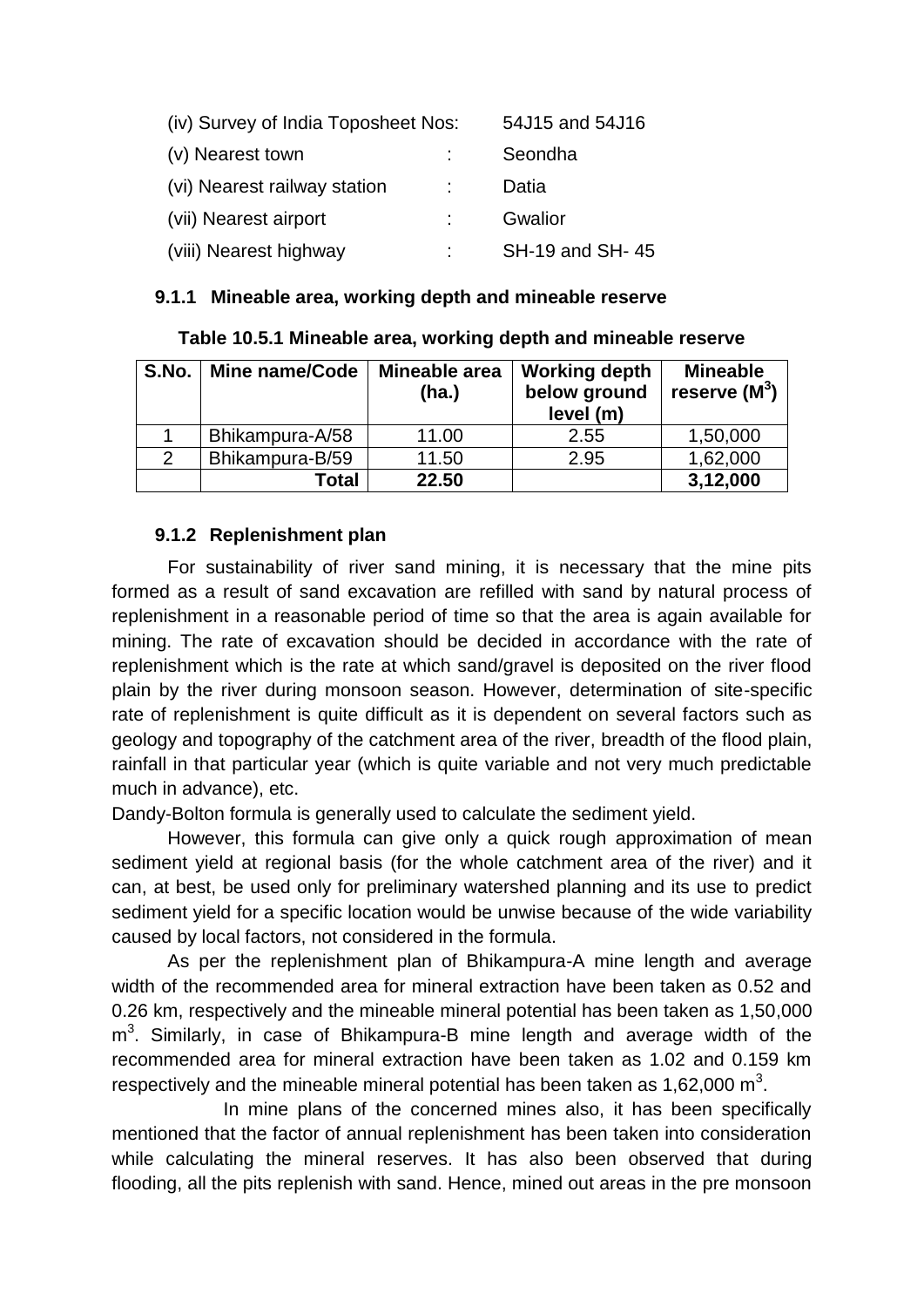(iv) Survey of India Toposheet Nos: 54J15 and 54J16

(v) Nearest town : Seondha

(vi) Nearest railway station : Datia

(vii) Nearest airport : Gwalior

(viii) Nearest highway : SH-19 and SH- 45

### 9.1.1 Mineable area, working depth and mineable reserve

**Table 10.5.1 Mineable area, working depth and mineable reserve**

| S.No. | Mine name/Code | Mineable area (ha.) | Working depth below ground level (m) | Mineable reserve ($M^3$) |
|---|---|---|---|---|
| 1 | Bhikampura-A/58 | 11.00 | 2.55 | 1,50,000 |
| 2 | Bhikampura-B/59 | 11.50 | 2.95 | 1,62,000 |
| | **Total** | **22.50** | | **3,12,000** |

### 9.1.2 Replenishment plan

For sustainability of river sand mining, it is necessary that the mine pits formed as a result of sand excavation are refilled with sand by natural process of replenishment in a reasonable period of time so that the area is again available for mining. The rate of excavation should be decided in accordance with the rate of replenishment which is the rate at which sand/gravel is deposited on the river flood plain by the river during monsoon season. However, determination of site-specific rate of replenishment is quite difficult as it is dependent on several factors such as geology and topography of the catchment area of the river, breadth of the flood plain, rainfall in that particular year (which is quite variable and not very much predictable much in advance), etc.

Dandy-Bolton formula is generally used to calculate the sediment yield.

However, this formula can give only a quick rough approximation of mean sediment yield at regional basis (for the whole catchment area of the river) and it can, at best, be used only for preliminary watershed planning and its use to predict sediment yield for a specific location would be unwise because of the wide variability caused by local factors, not considered in the formula.

As per the replenishment plan of Bhikampura-A mine length and average width of the recommended area for mineral extraction have been taken as 0.52 and 0.26 km, respectively and the mineable mineral potential has been taken as 1,50,000 $m^3$. Similarly, in case of Bhikampura-B mine length and average width of the recommended area for mineral extraction have been taken as 1.02 and 0.159 km respectively and the mineable mineral potential has been taken as 1,62,000 $m^3$.

In mine plans of the concerned mines also, it has been specifically mentioned that the factor of annual replenishment has been taken into consideration while calculating the mineral reserves. It has also been observed that during flooding, all the pits replenish with sand. Hence, mined out areas in the pre monsoon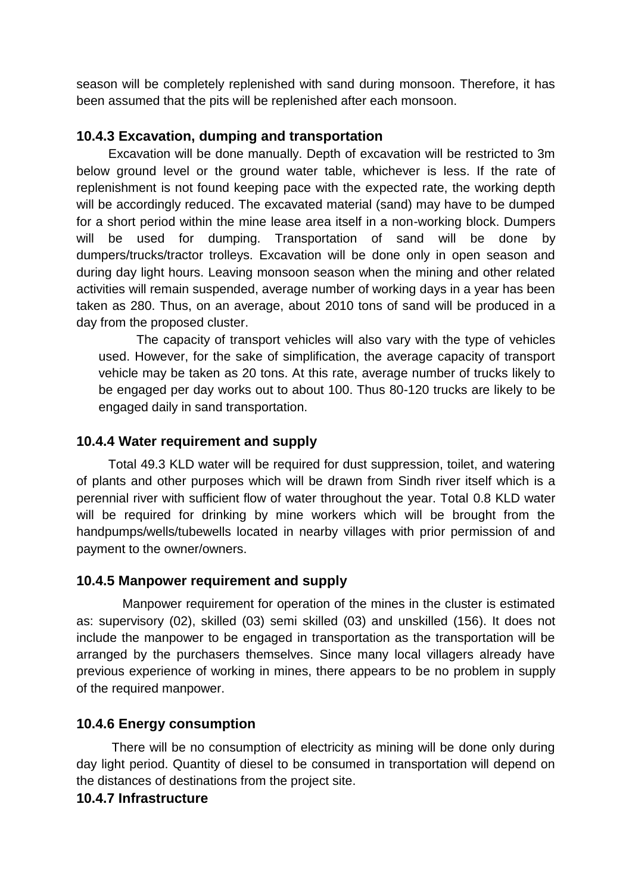season will be completely replenished with sand during monsoon. Therefore, it has been assumed that the pits will be replenished after each monsoon.

### 10.4.3 Excavation, dumping and transportation

Excavation will be done manually. Depth of excavation will be restricted to 3m below ground level or the ground water table, whichever is less. If the rate of replenishment is not found keeping pace with the expected rate, the working depth will be accordingly reduced. The excavated material (sand) may have to be dumped for a short period within the mine lease area itself in a non-working block. Dumpers will be used for dumping. Transportation of sand will be done by dumpers/trucks/tractor trolleys. Excavation will be done only in open season and during day light hours. Leaving monsoon season when the mining and other related activities will remain suspended, average number of working days in a year has been taken as 280. Thus, on an average, about 2010 tons of sand will be produced in a day from the proposed cluster.

The capacity of transport vehicles will also vary with the type of vehicles used. However, for the sake of simplification, the average capacity of transport vehicle may be taken as 20 tons. At this rate, average number of trucks likely to be engaged per day works out to about 100. Thus 80-120 trucks are likely to be engaged daily in sand transportation.

### 10.4.4 Water requirement and supply

Total 49.3 KLD water will be required for dust suppression, toilet, and watering of plants and other purposes which will be drawn from Sindh river itself which is a perennial river with sufficient flow of water throughout the year. Total 0.8 KLD water will be required for drinking by mine workers which will be brought from the handpumps/wells/tubewells located in nearby villages with prior permission of and payment to the owner/owners.

### 10.4.5 Manpower requirement and supply

Manpower requirement for operation of the mines in the cluster is estimated as: supervisory (02), skilled (03) semi skilled (03) and unskilled (156). It does not include the manpower to be engaged in transportation as the transportation will be arranged by the purchasers themselves. Since many local villagers already have previous experience of working in mines, there appears to be no problem in supply of the required manpower.

### 10.4.6 Energy consumption

There will be no consumption of electricity as mining will be done only during day light period. Quantity of diesel to be consumed in transportation will depend on the distances of destinations from the project site.

### 10.4.7 Infrastructure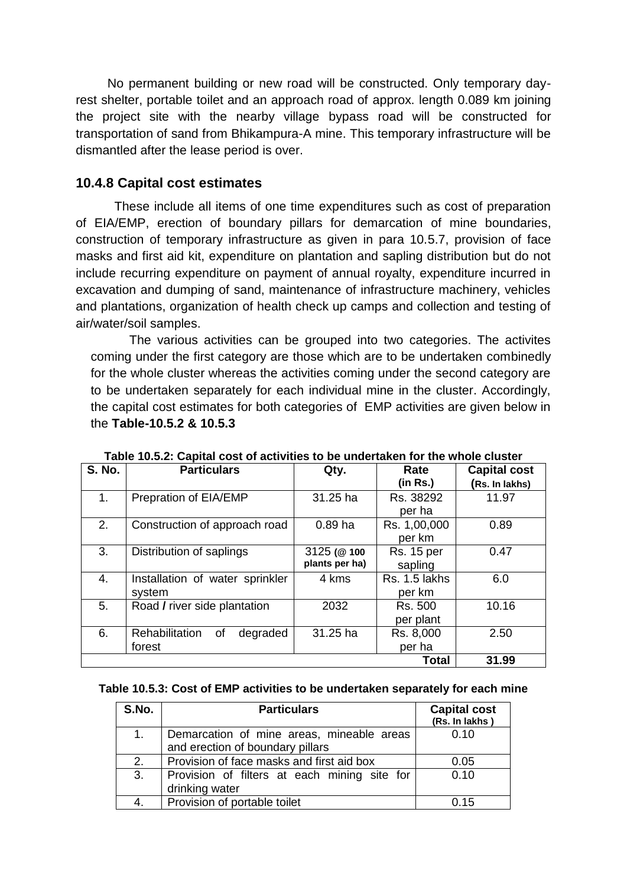No permanent building or new road will be constructed. Only temporary day-rest shelter, portable toilet and an approach road of approx. length 0.089 km joining the project site with the nearby village bypass road will be constructed for transportation of sand from Bhikampura-A mine. This temporary infrastructure will be dismantled after the lease period is over.

### 10.4.8 Capital cost estimates

These include all items of one time expenditures such as cost of preparation of EIA/EMP, erection of boundary pillars for demarcation of mine boundaries, construction of temporary infrastructure as given in para 10.5.7, provision of face masks and first aid kit, expenditure on plantation and sapling distribution but do not include recurring expenditure on payment of annual royalty, expenditure incurred in excavation and dumping of sand, maintenance of infrastructure machinery, vehicles and plantations, organization of health check up camps and collection and testing of air/water/soil samples.

The various activities can be grouped into two categories. The activites coming under the first category are those which are to be undertaken combinedly for the whole cluster whereas the activities coming under the second category are to be undertaken separately for each individual mine in the cluster. Accordingly, the capital cost estimates for both categories of EMP activities are given below in the **Table-10.5.2 & 10.5.3**

**Table 10.5.2: Capital cost of activities to be undertaken for the whole cluster**

| S. No. | Particulars | Qty. | Rate (in Rs.) | Capital cost (Rs. In lakhs) |
|---|---|---|---|---|
| 1. | Prepration of EIA/EMP | 31.25 ha | Rs. 38292 per ha | 11.97 |
| 2. | Construction of approach road | 0.89 ha | Rs. 1,00,000 per km | 0.89 |
| 3. | Distribution of saplings | 3125 (@ 100 plants per ha) | Rs. 15 per sapling | 0.47 |
| 4. | Installation of water sprinkler system | 4 kms | Rs. 1.5 lakhs per km | 6.0 |
| 5. | Road / river side plantation | 2032 | Rs. 500 per plant | 10.16 |
| 6. | Rehabilitation of degraded forest | 31.25 ha | Rs. 8,000 per ha | 2.50 |
| | | | **Total** | **31.99** |

**Table 10.5.3: Cost of EMP activities to be undertaken separately for each mine**

| S.No. | Particulars | Capital cost (Rs. In lakhs ) |
|---|---|---|
| 1. | Demarcation of mine areas, mineable areas and erection of boundary pillars | 0.10 |
| 2. | Provision of face masks and first aid box | 0.05 |
| 3. | Provision of filters at each mining site for drinking water | 0.10 |
| 4. | Provision of portable toilet | 0.15 |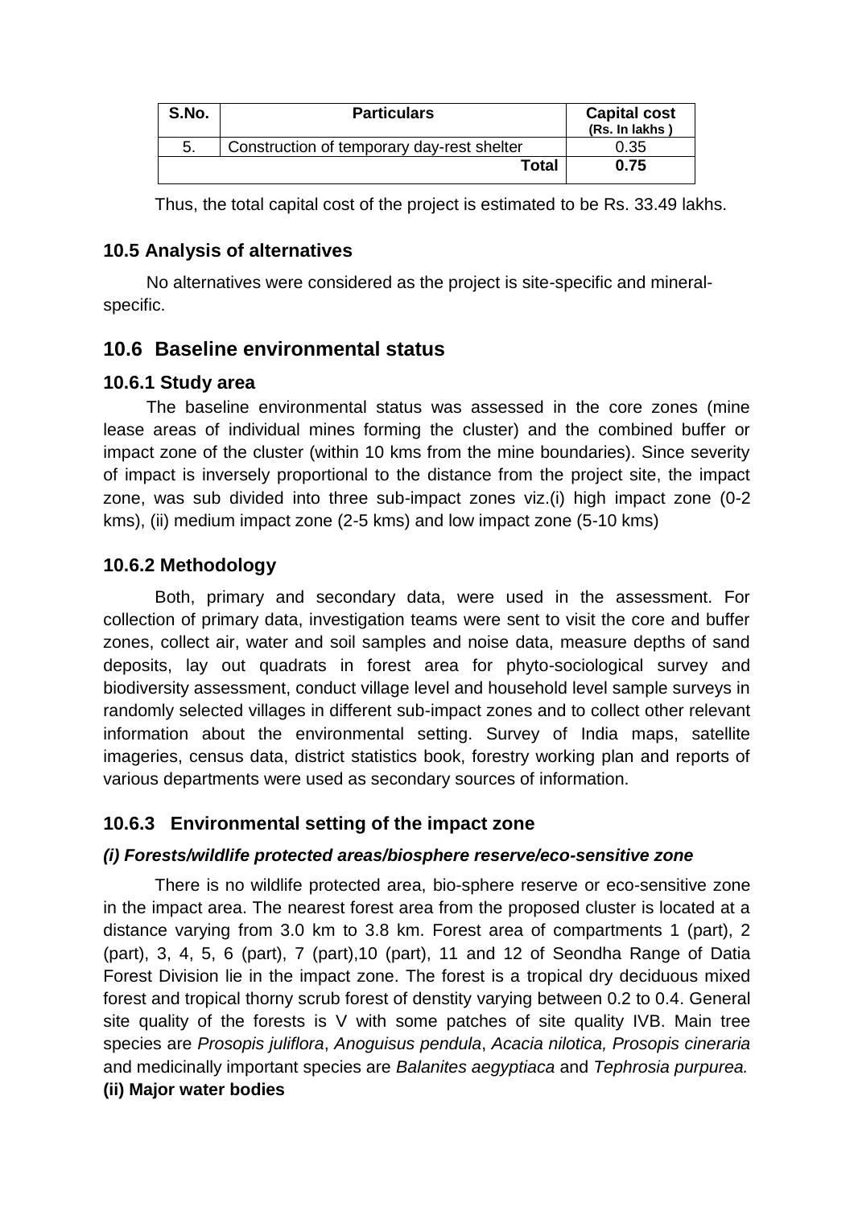| S.No. | Particulars | Capital cost (Rs. In lakhs ) |
|---|---|---|
| 5. | Construction of temporary day-rest shelter | 0.35 |
| | **Total** | **0.75** |

Thus, the total capital cost of the project is estimated to be Rs. 33.49 lakhs.

### 10.5 Analysis of alternatives

No alternatives were considered as the project is site-specific and mineral-specific.

## 10.6 Baseline environmental status

### 10.6.1 Study area

The baseline environmental status was assessed in the core zones (mine lease areas of individual mines forming the cluster) and the combined buffer or impact zone of the cluster (within 10 kms from the mine boundaries). Since severity of impact is inversely proportional to the distance from the project site, the impact zone, was sub divided into three sub-impact zones viz.(i) high impact zone (0-2 kms), (ii) medium impact zone (2-5 kms) and low impact zone (5-10 kms)

### 10.6.2 Methodology

Both, primary and secondary data, were used in the assessment. For collection of primary data, investigation teams were sent to visit the core and buffer zones, collect air, water and soil samples and noise data, measure depths of sand deposits, lay out quadrats in forest area for phyto-sociological survey and biodiversity assessment, conduct village level and household level sample surveys in randomly selected villages in different sub-impact zones and to collect other relevant information about the environmental setting. Survey of India maps, satellite imageries, census data, district statistics book, forestry working plan and reports of various departments were used as secondary sources of information.

### 10.6.3 Environmental setting of the impact zone

#### *(i) Forests/wildlife protected areas/biosphere reserve/eco-sensitive zone*

There is no wildlife protected area, bio-sphere reserve or eco-sensitive zone in the impact area. The nearest forest area from the proposed cluster is located at a distance varying from 3.0 km to 3.8 km. Forest area of compartments 1 (part), 2 (part), 3, 4, 5, 6 (part), 7 (part),10 (part), 11 and 12 of Seondha Range of Datia Forest Division lie in the impact zone. The forest is a tropical dry deciduous mixed forest and tropical thorny scrub forest of denstity varying between 0.2 to 0.4. General site quality of the forests is V with some patches of site quality IVB. Main tree species are *Prosopis juliflora*, *Anoguisus pendula*, *Acacia nilotica, Prosopis cineraria* and medicinally important species are *Balanites aegyptiaca* and *Tephrosia purpurea.*

**(ii) Major water bodies**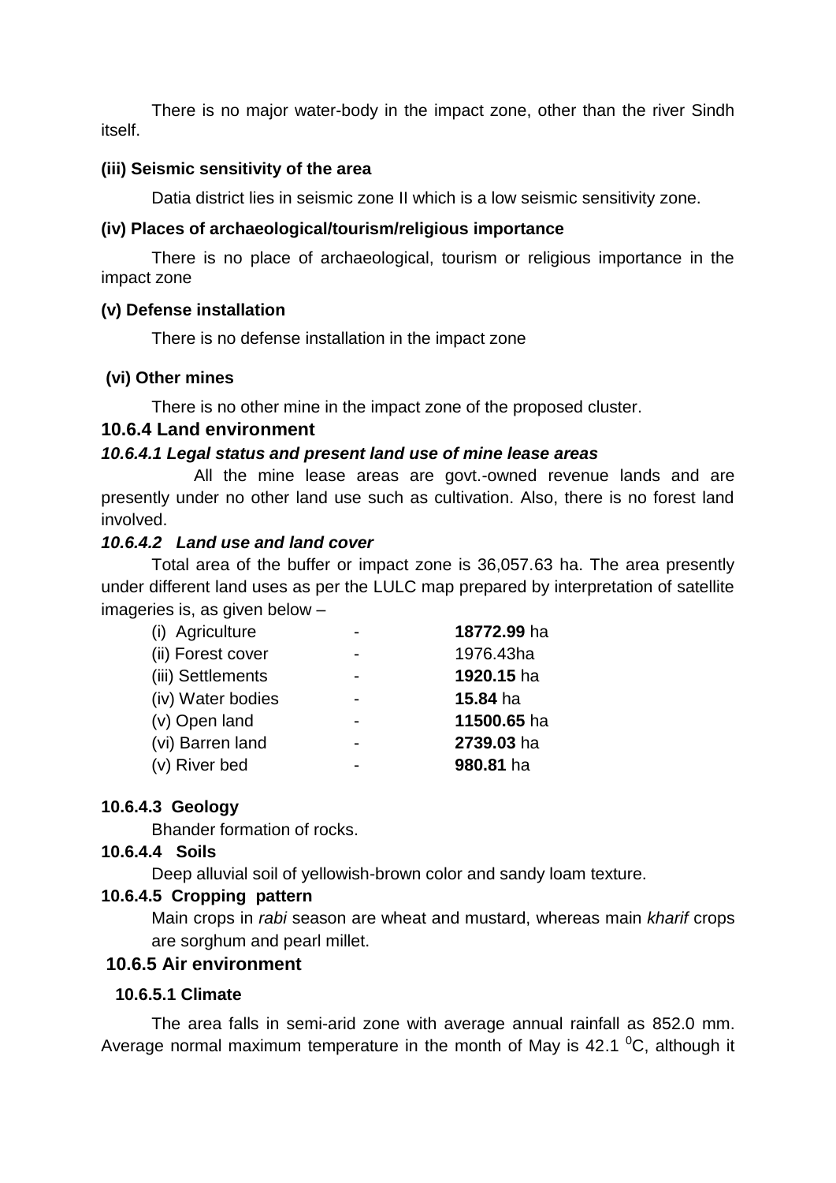There is no major water-body in the impact zone, other than the river Sindh itself.

**(iii) Seismic sensitivity of the area**

Datia district lies in seismic zone II which is a low seismic sensitivity zone.

**(iv) Places of archaeological/tourism/religious importance**

There is no place of archaeological, tourism or religious importance in the impact zone

**(v) Defense installation**

There is no defense installation in the impact zone

**(vi) Other mines**

There is no other mine in the impact zone of the proposed cluster.

### 10.6.4 Land environment

#### *10.6.4.1 Legal status and present land use of mine lease areas*

All the mine lease areas are govt.-owned revenue lands and are presently under no other land use such as cultivation. Also, there is no forest land involved.

#### *10.6.4.2 Land use and land cover*

Total area of the buffer or impact zone is 36,057.63 ha. The area presently under different land uses as per the LULC map prepared by interpretation of satellite imageries is, as given below –

| | | |
|---|---|---|
| (i) Agriculture | - | **18772.99** ha |
| (ii) Forest cover | - | 1976.43ha |
| (iii) Settlements | - | **1920.15** ha |
| (iv) Water bodies | - | **15.84** ha |
| (v) Open land | - | **11500.65** ha |
| (vi) Barren land | - | **2739.03** ha |
| (v) River bed | - | **980.81** ha |

#### 10.6.4.3 Geology

Bhander formation of rocks.

#### 10.6.4.4 Soils

Deep alluvial soil of yellowish-brown color and sandy loam texture.

#### 10.6.4.5 Cropping pattern

Main crops in *rabi* season are wheat and mustard, whereas main *kharif* crops are sorghum and pearl millet.

### 10.6.5 Air environment

#### 10.6.5.1 Climate

The area falls in semi-arid zone with average annual rainfall as 852.0 mm. Average normal maximum temperature in the month of May is 42.1 $^0$C, although it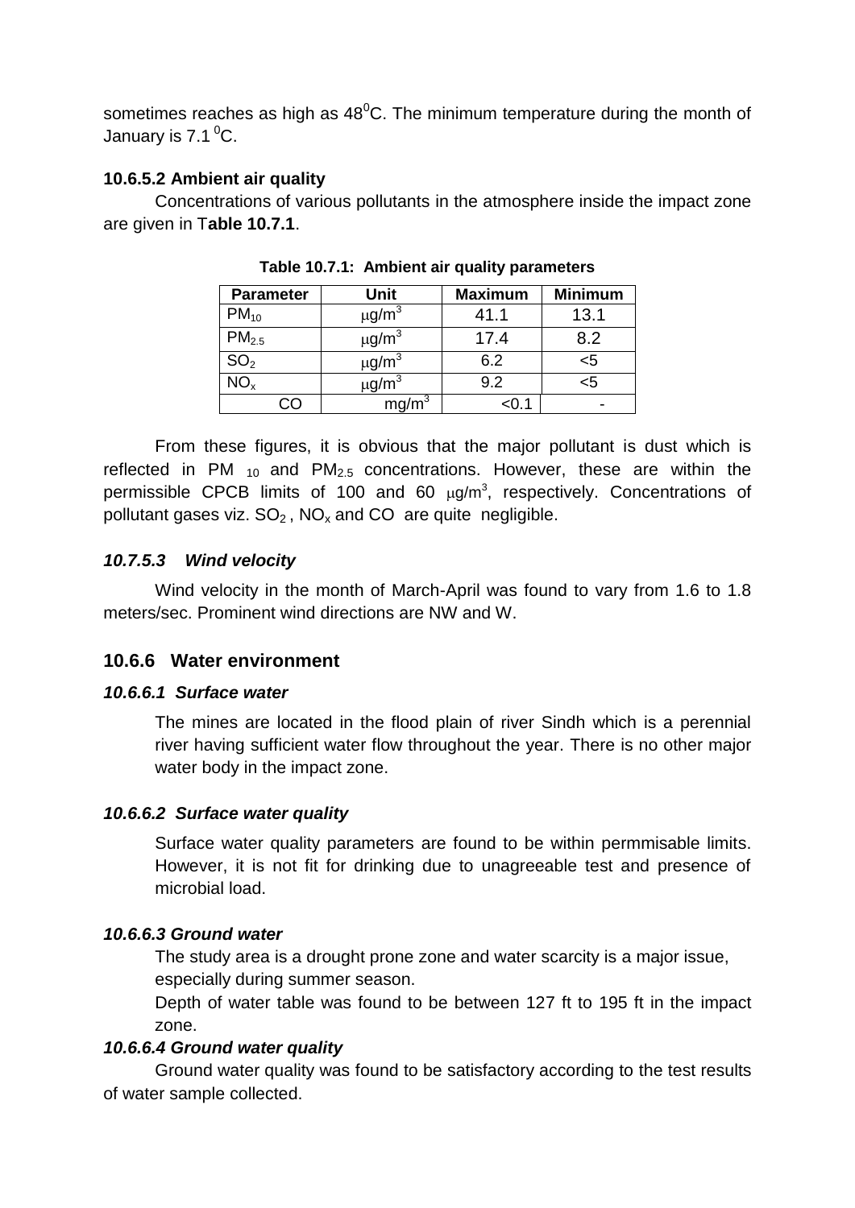sometimes reaches as high as $48^0C$. The minimum temperature during the month of January is 7.1 $^0C$.

**10.6.5.2 Ambient air quality**

Concentrations of various pollutants in the atmosphere inside the impact zone are given in T**able 10.7.1**.

**Table 10.7.1: Ambient air quality parameters**

| Parameter | Unit | Maximum | Minimum |
|---|---|---|---|
| $PM_{10}$ | $\mu g/m^3$ | 41.1 | 13.1 |
| $PM_{2.5}$ | $\mu g/m^3$ | 17.4 | 8.2 |
| $SO_2$ | $\mu g/m^3$ | 6.2 | <5 |
| $NO_x$ | $\mu g/m^3$ | 9.2 | <5 |
| CO | $mg/m^3$ | <0.1 | - |

From these figures, it is obvious that the major pollutant is dust which is reflected in PM $_{10}$ and $PM_{2.5}$ concentrations. However, these are within the permissible CPCB limits of 100 and 60 $\mu g/m^3$, respectively. Concentrations of pollutant gases viz. $SO_2$ , $NO_x$ and CO are quite negligible.

***10.7.5.3 Wind velocity***

Wind velocity in the month of March-April was found to vary from 1.6 to 1.8 meters/sec. Prominent wind directions are NW and W.

## 10.6.6 Water environment

***10.6.6.1 Surface water***

The mines are located in the flood plain of river Sindh which is a perennial river having sufficient water flow throughout the year. There is no other major water body in the impact zone.

***10.6.6.2 Surface water quality***

Surface water quality parameters are found to be within permmisable limits. However, it is not fit for drinking due to unagreeable test and presence of microbial load.

***10.6.6.3 Ground water***

The study area is a drought prone zone and water scarcity is a major issue, especially during summer season.

Depth of water table was found to be between 127 ft to 195 ft in the impact zone.

***10.6.6.4 Ground water quality***

Ground water quality was found to be satisfactory according to the test results of water sample collected.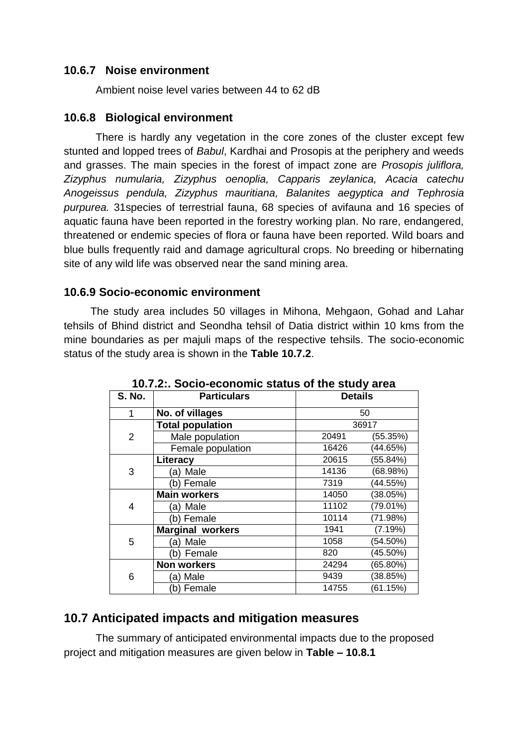### 10.6.7 Noise environment

Ambient noise level varies between 44 to 62 dB

### 10.6.8 Biological environment

There is hardly any vegetation in the core zones of the cluster except few stunted and lopped trees of *Babul*, Kardhai and Prosopis at the periphery and weeds and grasses. The main species in the forest of impact zone are *Prosopis juliflora, Zizyphus numularia, Zizyphus oenoplia, Capparis zeylanica, Acacia catechu Anogeissus pendula, Zizyphus mauritiana, Balanites aegyptica and Tephrosia purpurea.* 31species of terrestrial fauna, 68 species of avifauna and 16 species of aquatic fauna have been reported in the forestry working plan. No rare, endangered, threatened or endemic species of flora or fauna have been reported. Wild boars and blue bulls frequently raid and damage agricultural crops. No breeding or hibernating site of any wild life was observed near the sand mining area.

### 10.6.9 Socio-economic environment

The study area includes 50 villages in Mihona, Mehgaon, Gohad and Lahar tehsils of Bhind district and Seondha tehsil of Datia district within 10 kms from the mine boundaries as per majuli maps of the respective tehsils. The socio-economic status of the study area is shown in the **Table 10.7.2**.

**10.7.2:. Socio-economic status of the study area**

| S. No. | Particulars | Details | |
|---|---|---|---|
| 1 | **No. of villages** | 50 | |
| 2 | **Total population** | 36917 | |
| | Male population | 20491 | (55.35%) |
| | Female population | 16426 | (44.65%) |
| 3 | **Literacy** | 20615 | (55.84%) |
| | (a) Male | 14136 | (68.98%) |
| | (b) Female | 7319 | (44.55%) |
| 4 | **Main workers** | 14050 | (38.05%) |
| | (a) Male | 11102 | (79.01%) |
| | (b) Female | 10114 | (71.98%) |
| 5 | **Marginal workers** | 1941 | (7.19%) |
| | (a) Male | 1058 | (54.50%) |
| | (b) Female | 820 | (45.50%) |
| 6 | **Non workers** | 24294 | (65.80%) |
| | (a) Male | 9439 | (38.85%) |
| | (b) Female | 14755 | (61.15%) |

## 10.7 Anticipated impacts and mitigation measures

The summary of anticipated environmental impacts due to the proposed project and mitigation measures are given below in **Table – 10.8.1**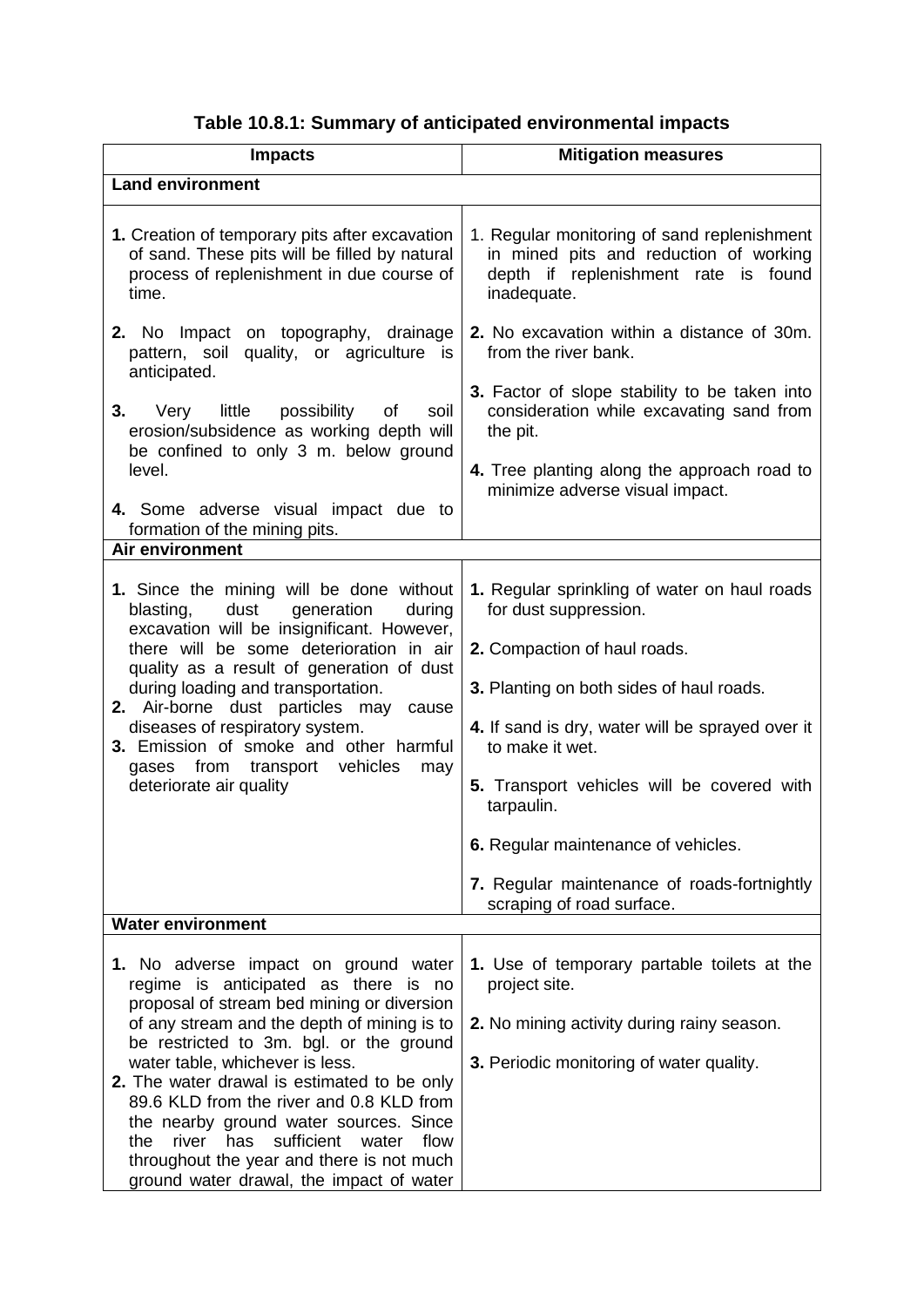**Table 10.8.1: Summary of anticipated environmental impacts**

| Impacts | Mitigation measures |
|---|---|
| **Land environment** | |
| **1.** Creation of temporary pits after excavation of sand. These pits will be filled by natural process of replenishment in due course of time.<br><br>**2.** No Impact on topography, drainage pattern, soil quality, or agriculture is anticipated.<br><br>**3.** Very little possibility of soil erosion/subsidence as working depth will be confined to only 3 m. below ground level.<br><br>**4.** Some adverse visual impact due to formation of the mining pits. | 1. Regular monitoring of sand replenishment in mined pits and reduction of working depth if replenishment rate is found inadequate.<br><br>**2.** No excavation within a distance of 30m. from the river bank.<br><br>**3.** Factor of slope stability to be taken into consideration while excavating sand from the pit.<br><br>**4.** Tree planting along the approach road to minimize adverse visual impact. |
| **Air environment** | |
| **1.** Since the mining will be done without blasting, dust generation during excavation will be insignificant. However, there will be some deterioration in air quality as a result of generation of dust during loading and transportation.<br>**2.** Air-borne dust particles may cause diseases of respiratory system.<br>**3.** Emission of smoke and other harmful gases from transport vehicles may deteriorate air quality | **1.** Regular sprinkling of water on haul roads for dust suppression.<br><br>**2.** Compaction of haul roads.<br><br>**3.** Planting on both sides of haul roads.<br><br>**4.** If sand is dry, water will be sprayed over it to make it wet.<br><br>**5.** Transport vehicles will be covered with tarpaulin.<br><br>**6.** Regular maintenance of vehicles.<br><br>**7.** Regular maintenance of roads-fortnightly scraping of road surface. |
| **Water environment** | |
| **1.** No adverse impact on ground water regime is anticipated as there is no proposal of stream bed mining or diversion of any stream and the depth of mining is to be restricted to 3m. bgl. or the ground water table, whichever is less.<br>**2.** The water drawal is estimated to be only 89.6 KLD from the river and 0.8 KLD from the nearby ground water sources. Since the river has sufficient water flow throughout the year and there is not much ground water drawal, the impact of water | **1.** Use of temporary partable toilets at the project site.<br><br>**2.** No mining activity during rainy season.<br><br>**3.** Periodic monitoring of water quality. |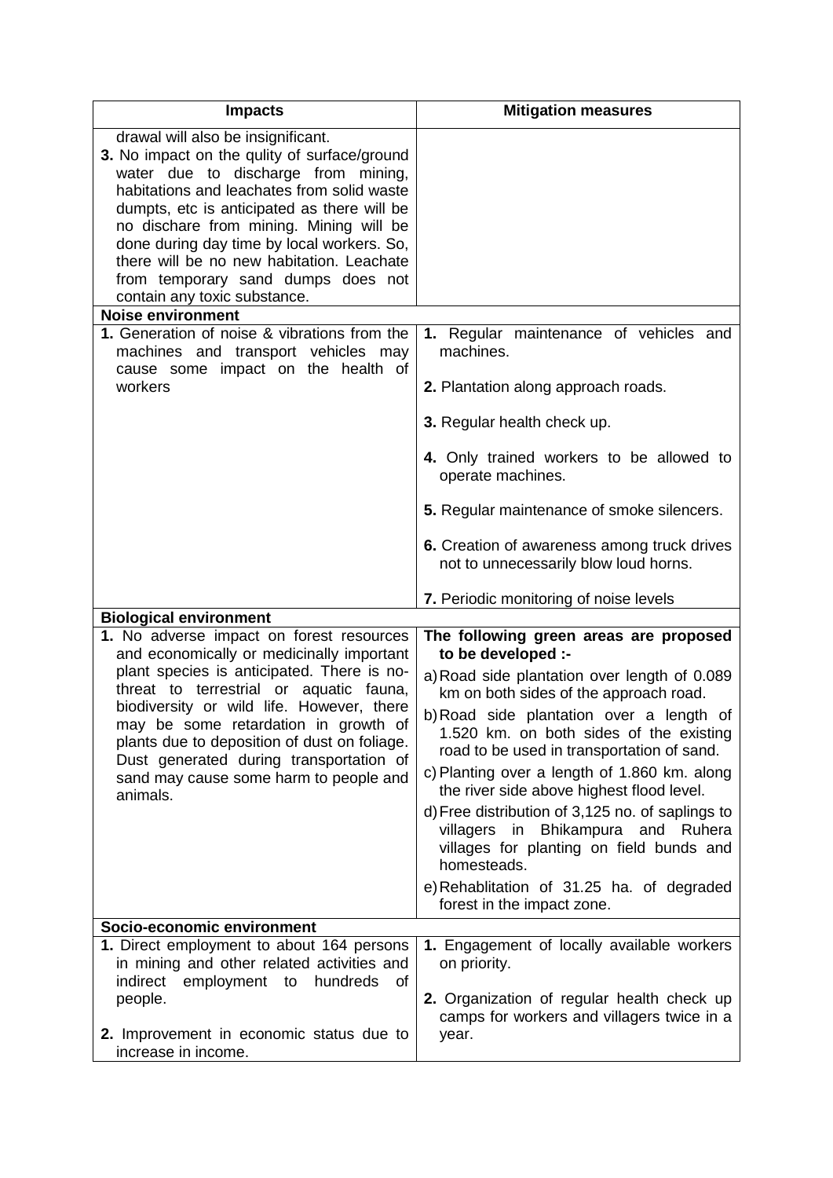| Impacts | Mitigation measures |
|---|---|
| drawal will also be insignificant.<br>**3.** No impact on the qulity of surface/ground water due to discharge from mining, habitations and leachates from solid waste dumps, etc is anticipated as there will be no dischare from mining. Mining will be done during day time by local workers. So, there will be no new habitation. Leachate from temporary sand dumps does not contain any toxic substance. | |
| **Noise environment** | |
| **1.** Generation of noise & vibrations from the machines and transport vehicles may cause some impact on the health of workers | **1.** Regular maintenance of vehicles and machines.<br>**2.** Plantation along approach roads.<br>**3.** Regular health check up.<br>**4.** Only trained workers to be allowed to operate machines.<br>**5.** Regular maintenance of smoke silencers.<br>**6.** Creation of awareness among truck drives not to unnecessarily blow loud horns.<br>**7.** Periodic monitoring of noise levels |
| **Biological environment** | |
| **1.** No adverse impact on forest resources and economically or medicinally important plant species is anticipated. There is no-threat to terrestrial or aquatic fauna, biodiversity or wild life. However, there may be some retardation in growth of plants due to deposition of dust on foliage. Dust generated during transportation of sand may cause some harm to people and animals. | **The following green areas are proposed to be developed :-**<br>a) Road side plantation over length of 0.089 km on both sides of the approach road.<br>b) Road side plantation over a length of 1.520 km. on both sides of the existing road to be used in transportation of sand.<br>c) Planting over a length of 1.860 km. along the river side above highest flood level.<br>d) Free distribution of 3,125 no. of saplings to villagers in Bhikampura and Ruhera villages for planting on field bunds and homesteads.<br>e) Rehablitation of 31.25 ha. of degraded forest in the impact zone. |
| **Socio-economic environment** | |
| **1.** Direct employment to about 164 persons in mining and other related activities and indirect employment to hundreds of people.<br>**2.** Improvement in economic status due to increase in income. | **1.** Engagement of locally available workers on priority.<br>**2.** Organization of regular health check up camps for workers and villagers twice in a year. |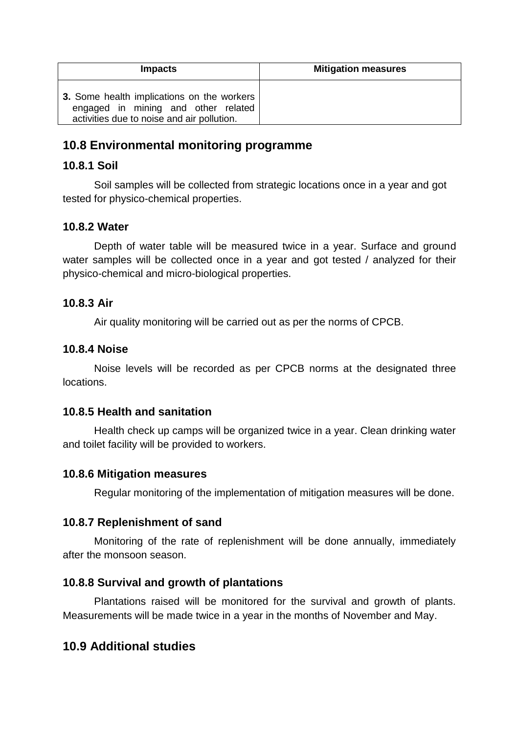| Impacts | Mitigation measures |
| --- | --- |
| **3.** Some health implications on the workers engaged in mining and other related activities due to noise and air pollution. | |

## 10.8 Environmental monitoring programme

### 10.8.1 Soil

Soil samples will be collected from strategic locations once in a year and got tested for physico-chemical properties.

### 10.8.2 Water

Depth of water table will be measured twice in a year. Surface and ground water samples will be collected once in a year and got tested / analyzed for their physico-chemical and micro-biological properties.

### 10.8.3 Air

Air quality monitoring will be carried out as per the norms of CPCB.

### 10.8.4 Noise

Noise levels will be recorded as per CPCB norms at the designated three locations.

### 10.8.5 Health and sanitation

Health check up camps will be organized twice in a year. Clean drinking water and toilet facility will be provided to workers.

### 10.8.6 Mitigation measures

Regular monitoring of the implementation of mitigation measures will be done.

### 10.8.7 Replenishment of sand

Monitoring of the rate of replenishment will be done annually, immediately after the monsoon season.

### 10.8.8 Survival and growth of plantations

Plantations raised will be monitored for the survival and growth of plants. Measurements will be made twice in a year in the months of November and May.

## 10.9 Additional studies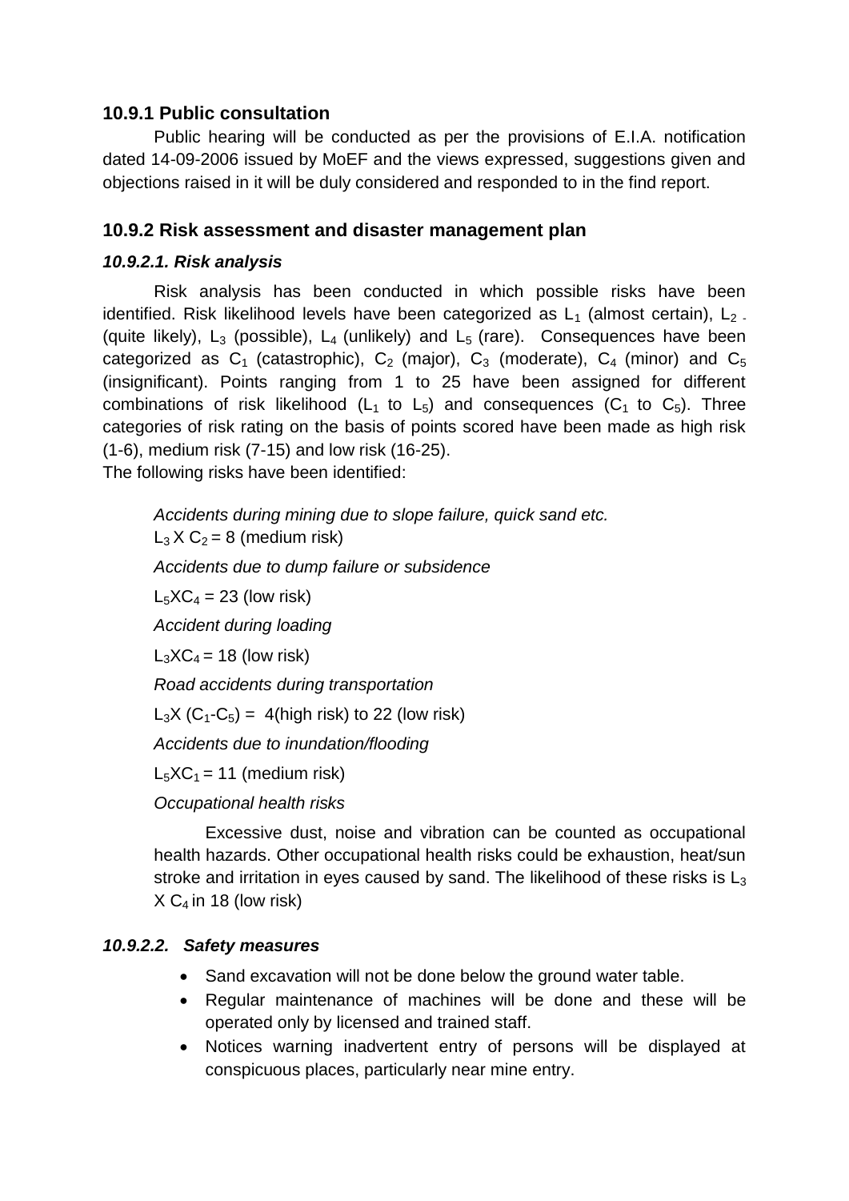### 10.9.1 Public consultation

Public hearing will be conducted as per the provisions of E.I.A. notification dated 14-09-2006 issued by MoEF and the views expressed, suggestions given and objections raised in it will be duly considered and responded to in the find report.

### 10.9.2 Risk assessment and disaster management plan

#### *10.9.2.1. Risk analysis*

Risk analysis has been conducted in which possible risks have been identified. Risk likelihood levels have been categorized as $L_1$ (almost certain), $L_2$ - (quite likely), $L_3$ (possible), $L_4$ (unlikely) and $L_5$ (rare). Consequences have been categorized as $C_1$ (catastrophic), $C_2$ (major), $C_3$ (moderate), $C_4$ (minor) and $C_5$ (insignificant). Points ranging from 1 to 25 have been assigned for different combinations of risk likelihood ($L_1$ to $L_5$) and consequences ($C_1$ to $C_5$). Three categories of risk rating on the basis of points scored have been made as high risk (1-6), medium risk (7-15) and low risk (16-25).
The following risks have been identified:

*Accidents during mining due to slope failure, quick sand etc.*
$L_3$ X $C_2$ = 8 (medium risk)

*Accidents due to dump failure or subsidence*

$L_5$X$C_4$ = 23 (low risk)

*Accident during loading*

$L_3$X$C_4$ = 18 (low risk)

*Road accidents during transportation*

$L_3$X ($C_1$-$C_5$) = 4(high risk) to 22 (low risk)

*Accidents due to inundation/flooding*

$L_5$X$C_1$ = 11 (medium risk)

*Occupational health risks*

Excessive dust, noise and vibration can be counted as occupational health hazards. Other occupational health risks could be exhaustion, heat/sun stroke and irritation in eyes caused by sand. The likelihood of these risks is $L_3$ X $C_4$ in 18 (low risk)

#### *10.9.2.2. Safety measures*

- Sand excavation will not be done below the ground water table.
- Regular maintenance of machines will be done and these will be operated only by licensed and trained staff.
- Notices warning inadvertent entry of persons will be displayed at conspicuous places, particularly near mine entry.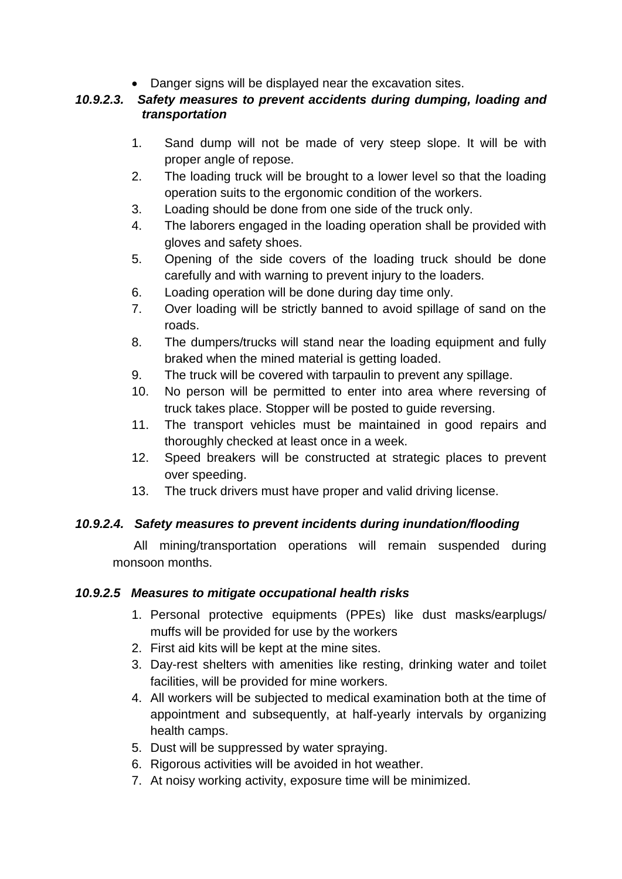- Danger signs will be displayed near the excavation sites.

#### *10.9.2.3. Safety measures to prevent accidents during dumping, loading and transportation*

1. Sand dump will not be made of very steep slope. It will be with proper angle of repose.
2. The loading truck will be brought to a lower level so that the loading operation suits to the ergonomic condition of the workers.
3. Loading should be done from one side of the truck only.
4. The laborers engaged in the loading operation shall be provided with gloves and safety shoes.
5. Opening of the side covers of the loading truck should be done carefully and with warning to prevent injury to the loaders.
6. Loading operation will be done during day time only.
7. Over loading will be strictly banned to avoid spillage of sand on the roads.
8. The dumpers/trucks will stand near the loading equipment and fully braked when the mined material is getting loaded.
9. The truck will be covered with tarpaulin to prevent any spillage.
10. No person will be permitted to enter into area where reversing of truck takes place. Stopper will be posted to guide reversing.
11. The transport vehicles must be maintained in good repairs and thoroughly checked at least once in a week.
12. Speed breakers will be constructed at strategic places to prevent over speeding.
13. The truck drivers must have proper and valid driving license.

#### *10.9.2.4. Safety measures to prevent incidents during inundation/flooding*

All mining/transportation operations will remain suspended during monsoon months.

#### *10.9.2.5 Measures to mitigate occupational health risks*

1. Personal protective equipments (PPEs) like dust masks/earplugs/ muffs will be provided for use by the workers
2. First aid kits will be kept at the mine sites.
3. Day-rest shelters with amenities like resting, drinking water and toilet facilities, will be provided for mine workers.
4. All workers will be subjected to medical examination both at the time of appointment and subsequently, at half-yearly intervals by organizing health camps.
5. Dust will be suppressed by water spraying.
6. Rigorous activities will be avoided in hot weather.
7. At noisy working activity, exposure time will be minimized.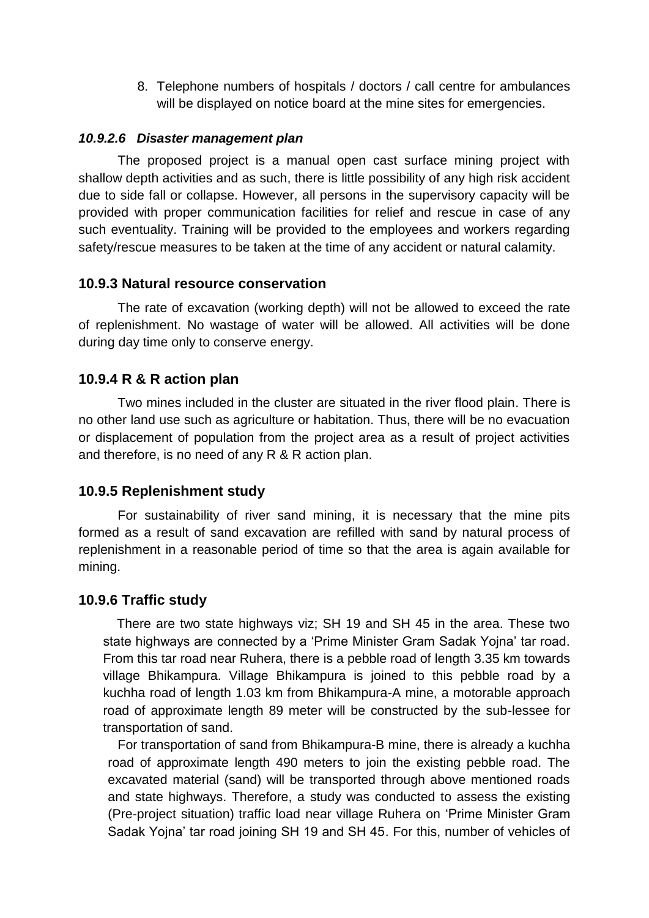8. Telephone numbers of hospitals / doctors / call centre for ambulances will be displayed on notice board at the mine sites for emergencies.

#### *10.9.2.6 Disaster management plan*

The proposed project is a manual open cast surface mining project with shallow depth activities and as such, there is little possibility of any high risk accident due to side fall or collapse. However, all persons in the supervisory capacity will be provided with proper communication facilities for relief and rescue in case of any such eventuality. Training will be provided to the employees and workers regarding safety/rescue measures to be taken at the time of any accident or natural calamity.

### 10.9.3 Natural resource conservation

The rate of excavation (working depth) will not be allowed to exceed the rate of replenishment. No wastage of water will be allowed. All activities will be done during day time only to conserve energy.

### 10.9.4 R & R action plan

Two mines included in the cluster are situated in the river flood plain. There is no other land use such as agriculture or habitation. Thus, there will be no evacuation or displacement of population from the project area as a result of project activities and therefore, is no need of any R & R action plan.

### 10.9.5 Replenishment study

For sustainability of river sand mining, it is necessary that the mine pits formed as a result of sand excavation are refilled with sand by natural process of replenishment in a reasonable period of time so that the area is again available for mining.

### 10.9.6 Traffic study

There are two state highways viz; SH 19 and SH 45 in the area. These two state highways are connected by a 'Prime Minister Gram Sadak Yojna' tar road. From this tar road near Ruhera, there is a pebble road of length 3.35 km towards village Bhikampura. Village Bhikampura is joined to this pebble road by a kuchha road of length 1.03 km from Bhikampura-A mine, a motorable approach road of approximate length 89 meter will be constructed by the sub-lessee for transportation of sand.

For transportation of sand from Bhikampura-B mine, there is already a kuchha road of approximate length 490 meters to join the existing pebble road. The excavated material (sand) will be transported through above mentioned roads and state highways. Therefore, a study was conducted to assess the existing (Pre-project situation) traffic load near village Ruhera on 'Prime Minister Gram Sadak Yojna' tar road joining SH 19 and SH 45. For this, number of vehicles of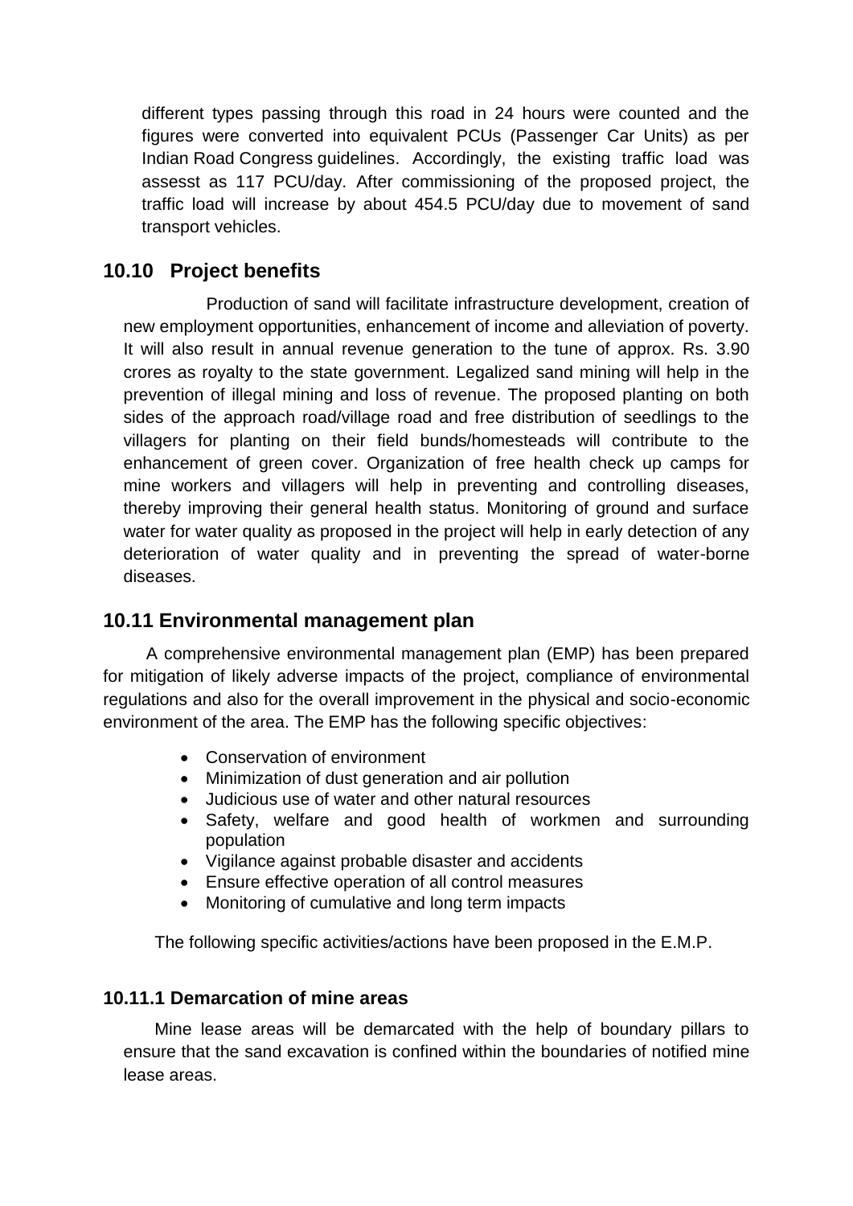different types passing through this road in 24 hours were counted and the figures were converted into equivalent PCUs (Passenger Car Units) as per Indian Road Congress guidelines. Accordingly, the existing traffic load was assesst as 117 PCU/day. After commissioning of the proposed project, the traffic load will increase by about 454.5 PCU/day due to movement of sand transport vehicles.

## 10.10 Project benefits

Production of sand will facilitate infrastructure development, creation of new employment opportunities, enhancement of income and alleviation of poverty. It will also result in annual revenue generation to the tune of approx. Rs. 3.90 crores as royalty to the state government. Legalized sand mining will help in the prevention of illegal mining and loss of revenue. The proposed planting on both sides of the approach road/village road and free distribution of seedlings to the villagers for planting on their field bunds/homesteads will contribute to the enhancement of green cover. Organization of free health check up camps for mine workers and villagers will help in preventing and controlling diseases, thereby improving their general health status. Monitoring of ground and surface water for water quality as proposed in the project will help in early detection of any deterioration of water quality and in preventing the spread of water-borne diseases.

## 10.11 Environmental management plan

A comprehensive environmental management plan (EMP) has been prepared for mitigation of likely adverse impacts of the project, compliance of environmental regulations and also for the overall improvement in the physical and socio-economic environment of the area. The EMP has the following specific objectives:

- Conservation of environment
- Minimization of dust generation and air pollution
- Judicious use of water and other natural resources
- Safety, welfare and good health of workmen and surrounding population
- Vigilance against probable disaster and accidents
- Ensure effective operation of all control measures
- Monitoring of cumulative and long term impacts

The following specific activities/actions have been proposed in the E.M.P.

### 10.11.1 Demarcation of mine areas

Mine lease areas will be demarcated with the help of boundary pillars to ensure that the sand excavation is confined within the boundaries of notified mine lease areas.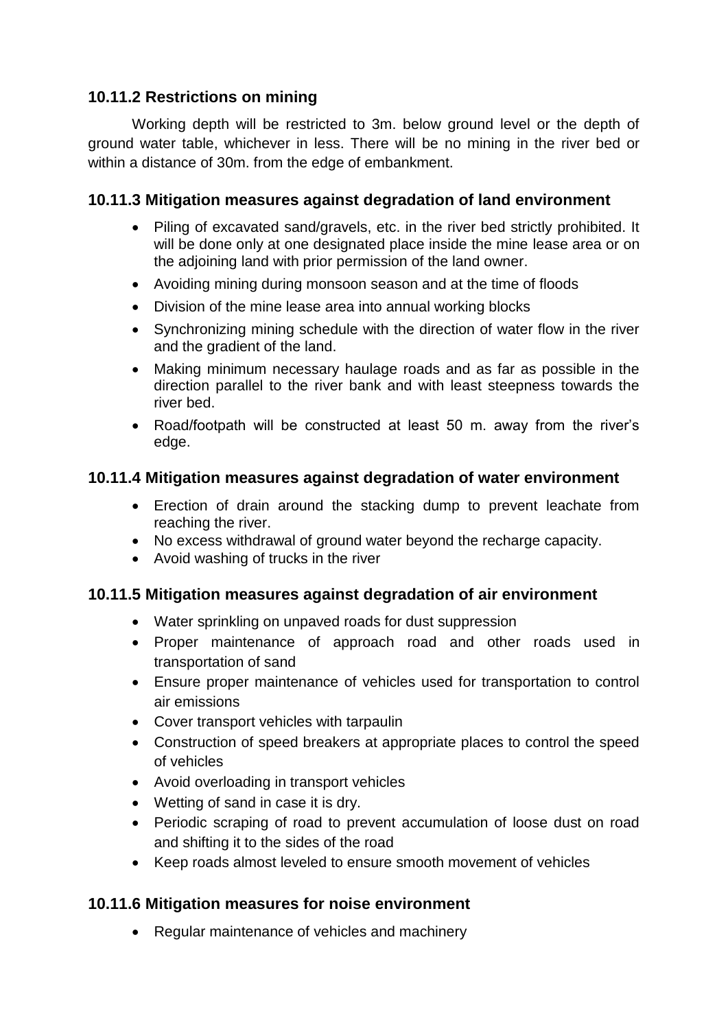### 10.11.2 Restrictions on mining

Working depth will be restricted to 3m. below ground level or the depth of ground water table, whichever in less. There will be no mining in the river bed or within a distance of 30m. from the edge of embankment.

### 10.11.3 Mitigation measures against degradation of land environment

- Piling of excavated sand/gravels, etc. in the river bed strictly prohibited. It will be done only at one designated place inside the mine lease area or on the adjoining land with prior permission of the land owner.
- Avoiding mining during monsoon season and at the time of floods
- Division of the mine lease area into annual working blocks
- Synchronizing mining schedule with the direction of water flow in the river and the gradient of the land.
- Making minimum necessary haulage roads and as far as possible in the direction parallel to the river bank and with least steepness towards the river bed.
- Road/footpath will be constructed at least 50 m. away from the river's edge.

### 10.11.4 Mitigation measures against degradation of water environment

- Erection of drain around the stacking dump to prevent leachate from reaching the river.
- No excess withdrawal of ground water beyond the recharge capacity.
- Avoid washing of trucks in the river

### 10.11.5 Mitigation measures against degradation of air environment

- Water sprinkling on unpaved roads for dust suppression
- Proper maintenance of approach road and other roads used in transportation of sand
- Ensure proper maintenance of vehicles used for transportation to control air emissions
- Cover transport vehicles with tarpaulin
- Construction of speed breakers at appropriate places to control the speed of vehicles
- Avoid overloading in transport vehicles
- Wetting of sand in case it is dry.
- Periodic scraping of road to prevent accumulation of loose dust on road and shifting it to the sides of the road
- Keep roads almost leveled to ensure smooth movement of vehicles

### 10.11.6 Mitigation measures for noise environment

- Regular maintenance of vehicles and machinery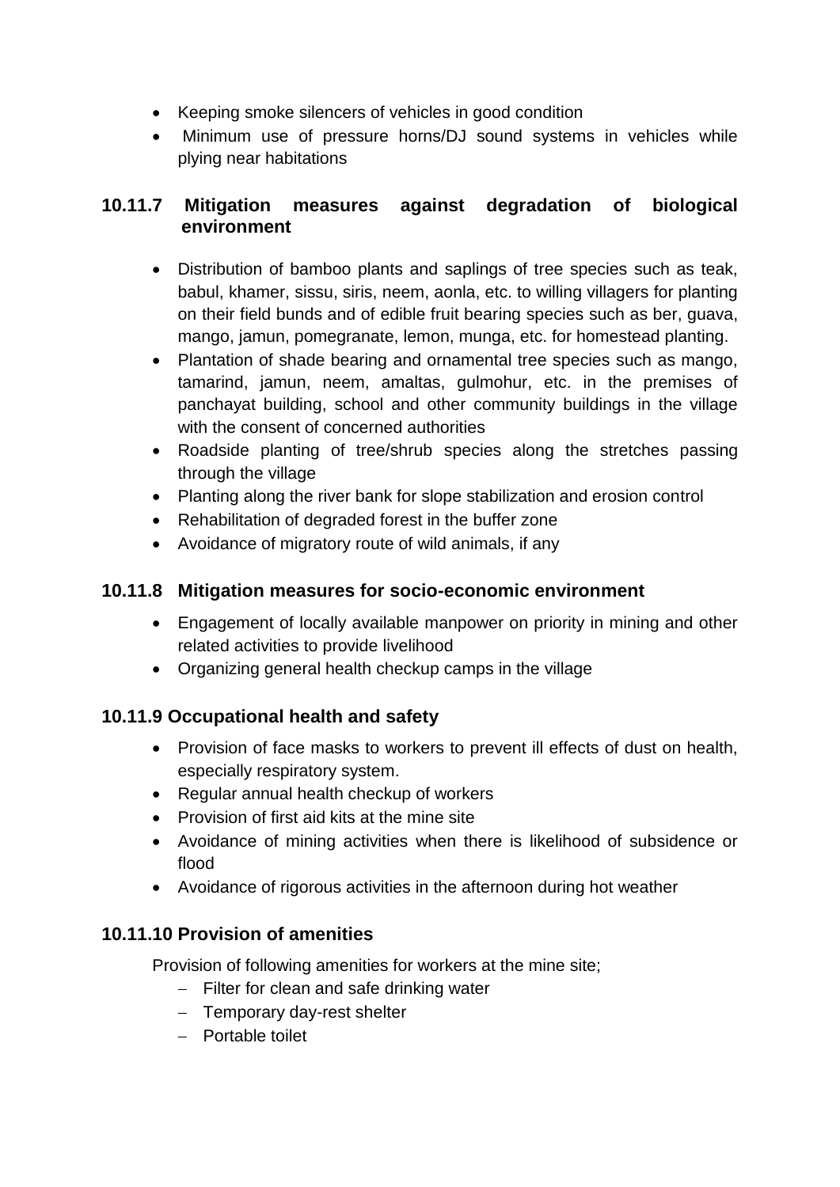- Keeping smoke silencers of vehicles in good condition
- Minimum use of pressure horns/DJ sound systems in vehicles while plying near habitations

### 10.11.7 Mitigation measures against degradation of biological environment

- Distribution of bamboo plants and saplings of tree species such as teak, babul, khamer, sissu, siris, neem, aonla, etc. to willing villagers for planting on their field bunds and of edible fruit bearing species such as ber, guava, mango, jamun, pomegranate, lemon, munga, etc. for homestead planting.
- Plantation of shade bearing and ornamental tree species such as mango, tamarind, jamun, neem, amaltas, gulmohur, etc. in the premises of panchayat building, school and other community buildings in the village with the consent of concerned authorities
- Roadside planting of tree/shrub species along the stretches passing through the village
- Planting along the river bank for slope stabilization and erosion control
- Rehabilitation of degraded forest in the buffer zone
- Avoidance of migratory route of wild animals, if any

### 10.11.8 Mitigation measures for socio-economic environment

- Engagement of locally available manpower on priority in mining and other related activities to provide livelihood
- Organizing general health checkup camps in the village

### 10.11.9 Occupational health and safety

- Provision of face masks to workers to prevent ill effects of dust on health, especially respiratory system.
- Regular annual health checkup of workers
- Provision of first aid kits at the mine site
- Avoidance of mining activities when there is likelihood of subsidence or flood
- Avoidance of rigorous activities in the afternoon during hot weather

### 10.11.10 Provision of amenities

Provision of following amenities for workers at the mine site;

- Filter for clean and safe drinking water
- Temporary day-rest shelter
- Portable toilet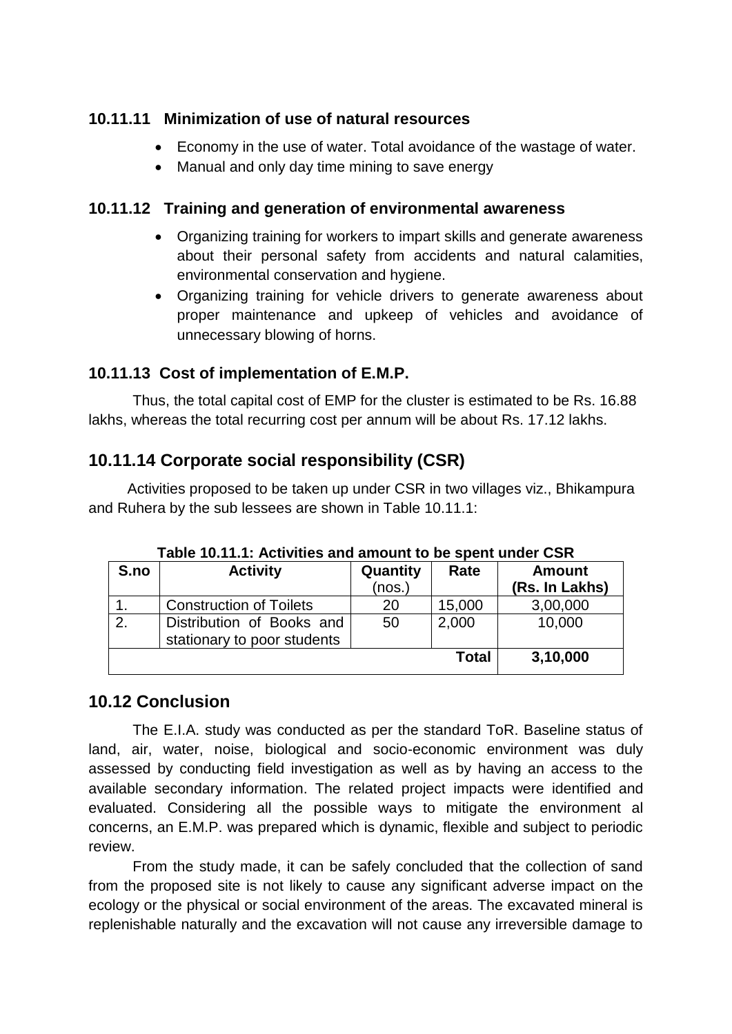### 10.11.11 Minimization of use of natural resources

- Economy in the use of water. Total avoidance of the wastage of water.
- Manual and only day time mining to save energy

### 10.11.12 Training and generation of environmental awareness

- Organizing training for workers to impart skills and generate awareness about their personal safety from accidents and natural calamities, environmental conservation and hygiene.
- Organizing training for vehicle drivers to generate awareness about proper maintenance and upkeep of vehicles and avoidance of unnecessary blowing of horns.

### 10.11.13 Cost of implementation of E.M.P.

Thus, the total capital cost of EMP for the cluster is estimated to be Rs. 16.88 lakhs, whereas the total recurring cost per annum will be about Rs. 17.12 lakhs.

## 10.11.14 Corporate social responsibility (CSR)

Activities proposed to be taken up under CSR in two villages viz., Bhikampura and Ruhera by the sub lessees are shown in Table 10.11.1:

**Table 10.11.1: Activities and amount to be spent under CSR**

| S.no | Activity | Quantity (nos.) | Rate | Amount (Rs. In Lakhs) |
|---|---|---|---|---|
| 1. | Construction of Toilets | 20 | 15,000 | 3,00,000 |
| 2. | Distribution of Books and stationary to poor students | 50 | 2,000 | 10,000 |
| | | | **Total** | **3,10,000** |

## 10.12 Conclusion

The E.I.A. study was conducted as per the standard ToR. Baseline status of land, air, water, noise, biological and socio-economic environment was duly assessed by conducting field investigation as well as by having an access to the available secondary information. The related project impacts were identified and evaluated. Considering all the possible ways to mitigate the environment al concerns, an E.M.P. was prepared which is dynamic, flexible and subject to periodic review.

From the study made, it can be safely concluded that the collection of sand from the proposed site is not likely to cause any significant adverse impact on the ecology or the physical or social environment of the areas. The excavated mineral is replenishable naturally and the excavation will not cause any irreversible damage to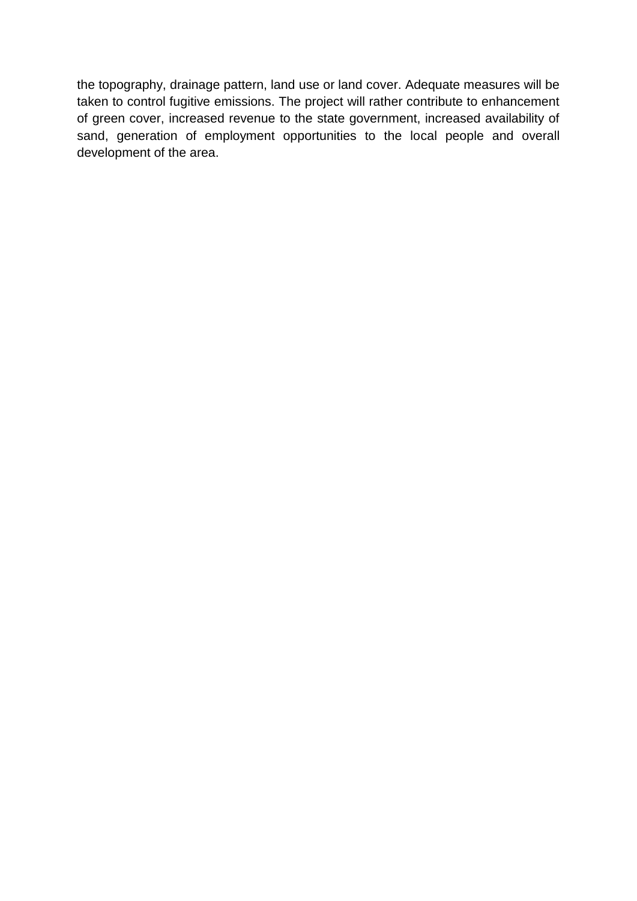the topography, drainage pattern, land use or land cover. Adequate measures will be taken to control fugitive emissions. The project will rather contribute to enhancement of green cover, increased revenue to the state government, increased availability of sand, generation of employment opportunities to the local people and overall development of the area.